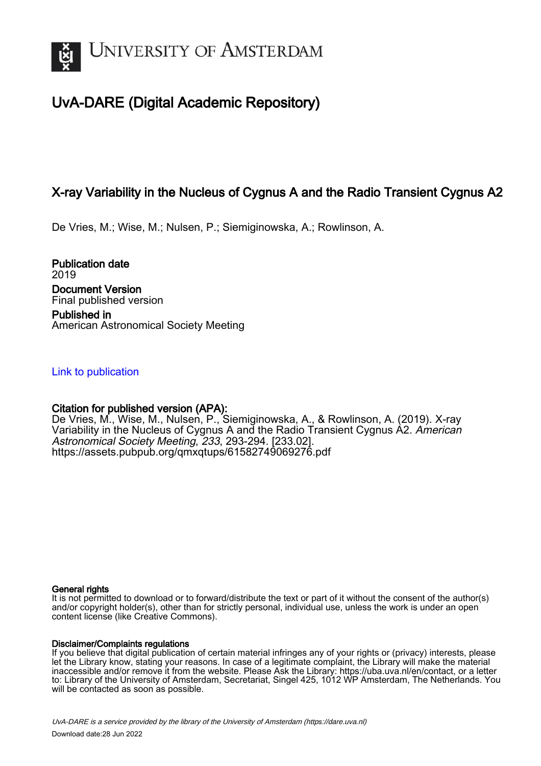# University of Amsterdam

## UvA-DARE (Digital Academic Repository)

### X-ray Variability in the Nucleus of Cygnus A and the Radio Transient Cygnus A2

De Vries, M.; Wise, M.; Nulsen, P.; Siemiginowska, A.; Rowlinson, A.

**Publication date**
2019

**Document Version**
Final published version

**Published in**
American Astronomical Society Meeting

Link to publication

**Citation for published version (APA):**
De Vries, M., Wise, M., Nulsen, P., Siemiginowska, A., & Rowlinson, A. (2019). X-ray Variability in the Nucleus of Cygnus A and the Radio Transient Cygnus A2. *American Astronomical Society Meeting*, *233*, 293-294. [233.02]. https://assets.pubpub.org/qmxqtups/61582749069276.pdf

**General rights**
It is not permitted to download or to forward/distribute the text or part of it without the consent of the author(s) and/or copyright holder(s), other than for strictly personal, individual use, unless the work is under an open content license (like Creative Commons).

**Disclaimer/Complaints regulations**
If you believe that digital publication of certain material infringes any of your rights or (privacy) interests, please let the Library know, stating your reasons. In case of a legitimate complaint, the Library will make the material inaccessible and/or remove it from the website. Please Ask the Library: https://uba.uva.nl/en/contact, or a letter to: Library of the University of Amsterdam, Secretariat, Singel 425, 1012 WP Amsterdam, The Netherlands. You will be contacted as soon as possible.

*UvA-DARE is a service provided by the library of the University of Amsterdam (https://dare.uva.nl)*

Download date:28 Jun 2022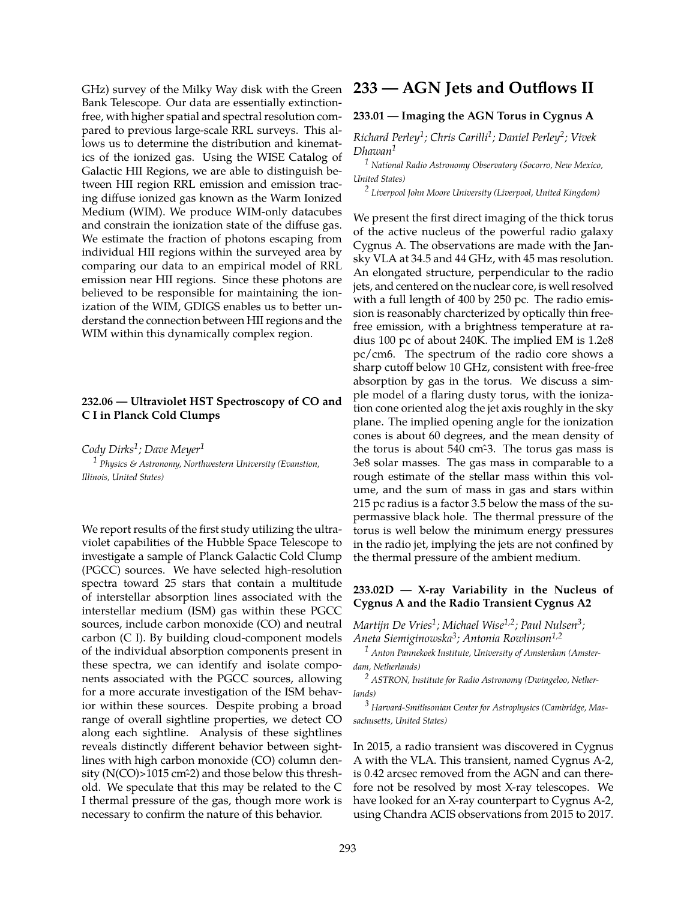GHz) survey of the Milky Way disk with the Green Bank Telescope. Our data are essentially extinction-free, with higher spatial and spectral resolution compared to previous large-scale RRL surveys. This allows us to determine the distribution and kinematics of the ionized gas. Using the WISE Catalog of Galactic HII Regions, we are able to distinguish between HII region RRL emission and emission tracing diffuse ionized gas known as the Warm Ionized Medium (WIM). We produce WIM-only datacubes and constrain the ionization state of the diffuse gas. We estimate the fraction of photons escaping from individual HII regions within the surveyed area by comparing our data to an empirical model of RRL emission near HII regions. Since these photons are believed to be responsible for maintaining the ionization of the WIM, GDIGS enables us to better understand the connection between HII regions and the WIM within this dynamically complex region.

### 232.06 — Ultraviolet HST Spectroscopy of CO and C I in Planck Cold Clumps

*Cody Dirks[1]; Dave Meyer[1]*

[1] *Physics & Astronomy, Northwestern University (Evanstion, Illinois, United States)*

We report results of the first study utilizing the ultraviolet capabilities of the Hubble Space Telescope to investigate a sample of Planck Galactic Cold Clump (PGCC) sources. We have selected high-resolution spectra toward 25 stars that contain a multitude of interstellar absorption lines associated with the interstellar medium (ISM) gas within these PGCC sources, include carbon monoxide (CO) and neutral carbon (C I). By building cloud-component models of the individual absorption components present in these spectra, we can identify and isolate components associated with the PGCC sources, allowing for a more accurate investigation of the ISM behavior within these sources. Despite probing a broad range of overall sightline properties, we detect CO along each sightline. Analysis of these sightlines reveals distinctly different behavior between sightlines with high carbon monoxide (CO) column density (N(CO)>1015 cm-2) and those below this threshold. We speculate that this may be related to the C I thermal pressure of the gas, though more work is necessary to confirm the nature of this behavior.

## 233 — AGN Jets and Outflows II

### 233.01 — Imaging the AGN Torus in Cygnus A

*Richard Perley[1]; Chris Carilli[1]; Daniel Perley[2]; Vivek Dhawan[1]*

[1] *National Radio Astronomy Observatory (Socorro, New Mexico, United States)*

[2] *Liverpool John Moore University (Liverpool, United Kingdom)*

We present the first direct imaging of the thick torus of the active nucleus of the powerful radio galaxy Cygnus A. The observations are made with the Jansky VLA at 34.5 and 44 GHz, with 45 mas resolution. An elongated structure, perpendicular to the radio jets, and centered on the nuclear core, is well resolved with a full length of 400 by 250 pc. The radio emission is reasonably charcterized by optically thin free-free emission, with a brightness temperature at radius 100 pc of about 240K. The implied EM is 1.2e8 pc/cm6. The spectrum of the radio core shows a sharp cutoff below 10 GHz, consistent with free-free absorption by gas in the torus. We discuss a simple model of a flaring dusty torus, with the ionization cone oriented alog the jet axis roughly in the sky plane. The implied opening angle for the ionization cones is about 60 degrees, and the mean density of the torus is about 540 cm-3. The torus gas mass is 3e8 solar masses. The gas mass in comparable to a rough estimate of the stellar mass within this volume, and the sum of mass in gas and stars within 215 pc radius is a factor 3.5 below the mass of the supermassive black hole. The thermal pressure of the torus is well below the minimum energy pressures in the radio jet, implying the jets are not confined by the thermal pressure of the ambient medium.

### 233.02D — X-ray Variability in the Nucleus of Cygnus A and the Radio Transient Cygnus A2

*Martijn De Vries[1]; Michael Wise[1,2]; Paul Nulsen[3]; Aneta Siemiginowska[3]; Antonia Rowlinson[1,2]*

[1] *Anton Pannekoek Institute, University of Amsterdam (Amsterdam, Netherlands)*

[2] *ASTRON, Institute for Radio Astronomy (Dwingeloo, Netherlands)*

[3] *Harvard-Smithsonian Center for Astrophysics (Cambridge, Massachusetts, United States)*

In 2015, a radio transient was discovered in Cygnus A with the VLA. This transient, named Cygnus A-2, is 0.42 arcsec removed from the AGN and can therefore not be resolved by most X-ray telescopes. We have looked for an X-ray counterpart to Cygnus A-2, using Chandra ACIS observations from 2015 to 2017.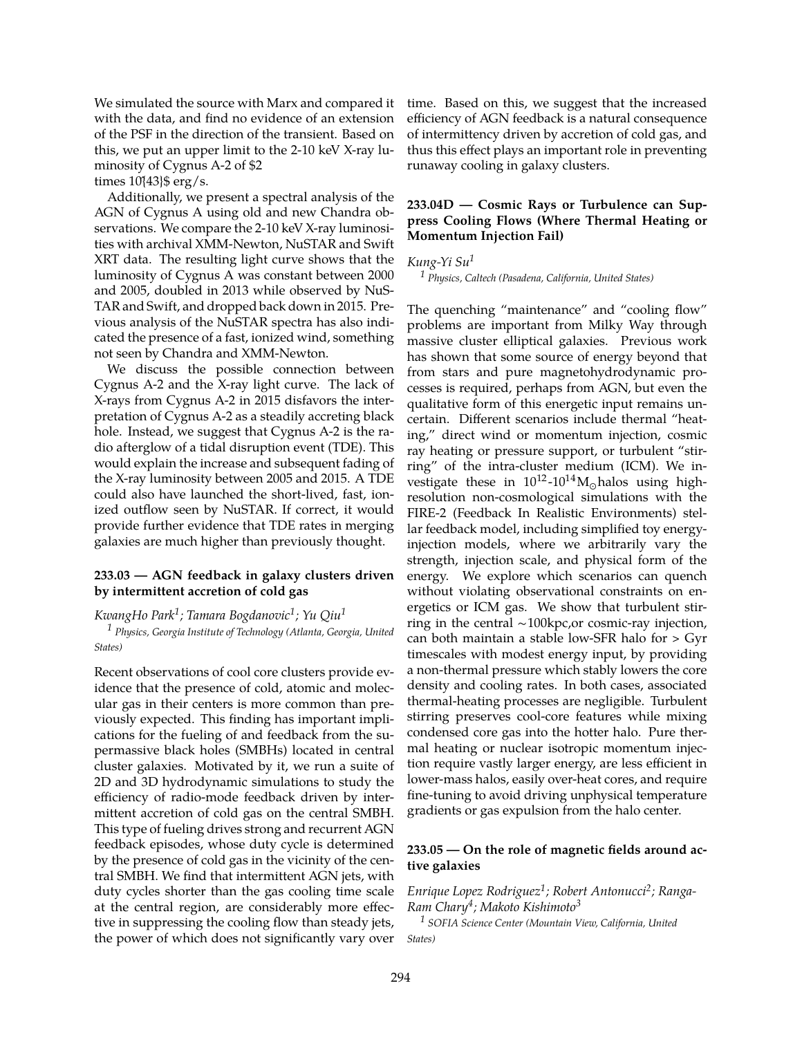We simulated the source with Marx and compared it with the data, and find no evidence of an extension of the PSF in the direction of the transient. Based on this, we put an upper limit to the 2-10 keV X-ray luminosity of Cygnus A-2 of $2 times 10{43}$ erg/s.

Additionally, we present a spectral analysis of the AGN of Cygnus A using old and new Chandra observations. We compare the 2-10 keV X-ray luminosities with archival XMM-Newton, NuSTAR and Swift XRT data. The resulting light curve shows that the luminosity of Cygnus A was constant between 2000 and 2005, doubled in 2013 while observed by NuSTAR and Swift, and dropped back down in 2015. Previous analysis of the NuSTAR spectra has also indicated the presence of a fast, ionized wind, something not seen by Chandra and XMM-Newton.

We discuss the possible connection between Cygnus A-2 and the X-ray light curve. The lack of X-rays from Cygnus A-2 in 2015 disfavors the interpretation of Cygnus A-2 as a steadily accreting black hole. Instead, we suggest that Cygnus A-2 is the radio afterglow of a tidal disruption event (TDE). This would explain the increase and subsequent fading of the X-ray luminosity between 2005 and 2015. A TDE could also have launched the short-lived, fast, ionized outflow seen by NuSTAR. If correct, it would provide further evidence that TDE rates in merging galaxies are much higher than previously thought.

### 233.03 — AGN feedback in galaxy clusters driven by intermittent accretion of cold gas

*KwangHo Park[1]; Tamara Bogdanovic[1]; Yu Qiu[1]*

[1] *Physics, Georgia Institute of Technology (Atlanta, Georgia, United States)*

Recent observations of cool core clusters provide evidence that the presence of cold, atomic and molecular gas in their centers is more common than previously expected. This finding has important implications for the fueling of and feedback from the supermassive black holes (SMBHs) located in central cluster galaxies. Motivated by it, we run a suite of 2D and 3D hydrodynamic simulations to study the efficiency of radio-mode feedback driven by intermittent accretion of cold gas on the central SMBH. This type of fueling drives strong and recurrent AGN feedback episodes, whose duty cycle is determined by the presence of cold gas in the vicinity of the central SMBH. We find that intermittent AGN jets, with duty cycles shorter than the gas cooling time scale at the central region, are considerably more effective in suppressing the cooling flow than steady jets, the power of which does not significantly vary over time. Based on this, we suggest that the increased efficiency of AGN feedback is a natural consequence of intermittency driven by accretion of cold gas, and thus this effect plays an important role in preventing runaway cooling in galaxy clusters.

### 233.04D — Cosmic Rays or Turbulence can Suppress Cooling Flows (Where Thermal Heating or Momentum Injection Fail)

*Kung-Yi Su[1]*

[1] *Physics, Caltech (Pasadena, California, United States)*

The quenching "maintenance" and "cooling flow" problems are important from Milky Way through massive cluster elliptical galaxies. Previous work has shown that some source of energy beyond that from stars and pure magnetohydrodynamic processes is required, perhaps from AGN, but even the qualitative form of this energetic input remains uncertain. Different scenarios include thermal "heating," direct wind or momentum injection, cosmic ray heating or pressure support, or turbulent "stirring" of the intra-cluster medium (ICM). We investigate these in $10^{12}$-$10^{14}M_{\odot}$halos using high-resolution non-cosmological simulations with the FIRE-2 (Feedback In Realistic Environments) stellar feedback model, including simplified toy energy-injection models, where we arbitrarily vary the strength, injection scale, and physical form of the energy. We explore which scenarios can quench without violating observational constraints on energetics or ICM gas. We show that turbulent stirring in the central $\sim$100kpc,or cosmic-ray injection, can both maintain a stable low-SFR halo for > Gyr timescales with modest energy input, by providing a non-thermal pressure which stably lowers the core density and cooling rates. In both cases, associated thermal-heating processes are negligible. Turbulent stirring preserves cool-core features while mixing condensed core gas into the hotter halo. Pure thermal heating or nuclear isotropic momentum injection require vastly larger energy, are less efficient in lower-mass halos, easily over-heat cores, and require fine-tuning to avoid driving unphysical temperature gradients or gas expulsion from the halo center.

### 233.05 — On the role of magnetic fields around active galaxies

*Enrique Lopez Rodriguez[1]; Robert Antonucci[2]; Ranga-Ram Chary[4]; Makoto Kishimoto[3]*

[1] *SOFIA Science Center (Mountain View, California, United States)*